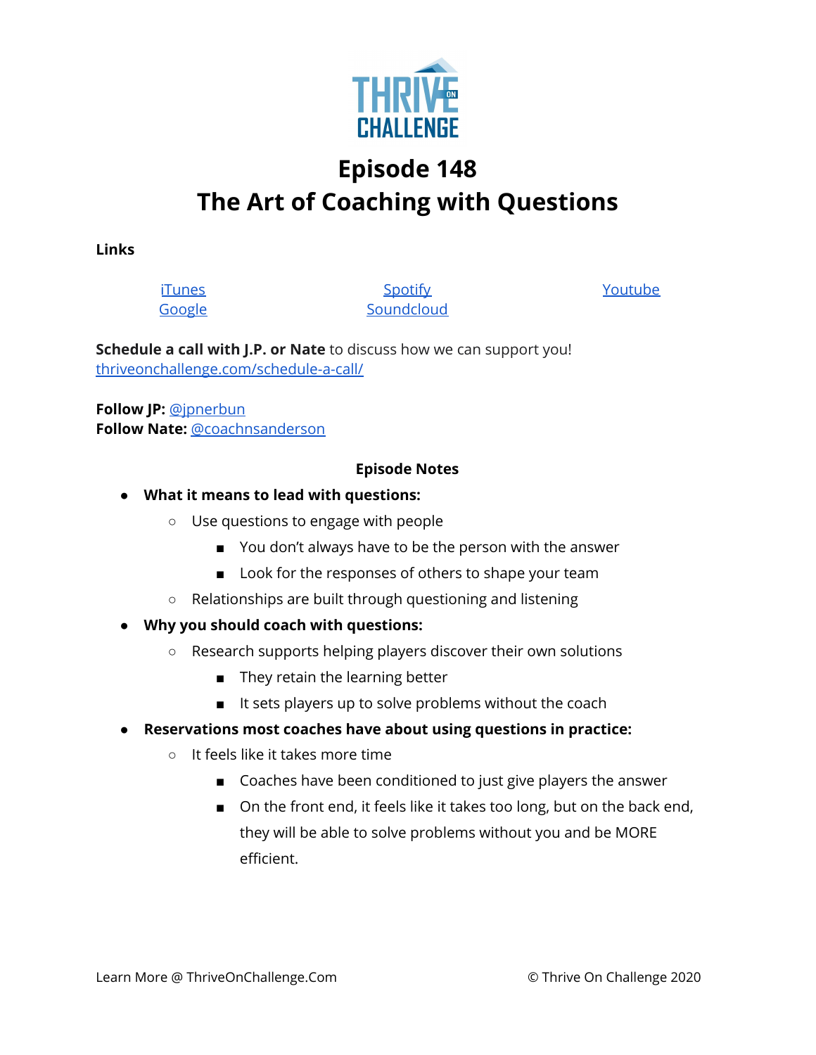THRIVE ON CHALLENGE

# Episode 148
# The Art of Coaching with Questions

**Links**

iTunes
Google
Spotify
Soundcloud
Youtube

**Schedule a call with J.P. or Nate** to discuss how we can support you!
thriveonchallenge.com/schedule-a-call/

**Follow JP:** @jpnerbun
**Follow Nate:** @coachnsanderson

**Episode Notes**

- **What it means to lead with questions:**
  - Use questions to engage with people
    - You don't always have to be the person with the answer
    - Look for the responses of others to shape your team
  - Relationships are built through questioning and listening
- **Why you should coach with questions:**
  - Research supports helping players discover their own solutions
    - They retain the learning better
    - It sets players up to solve problems without the coach
- **Reservations most coaches have about using questions in practice:**
  - It feels like it takes more time
    - Coaches have been conditioned to just give players the answer
    - On the front end, it feels like it takes too long, but on the back end, they will be able to solve problems without you and be MORE efficient.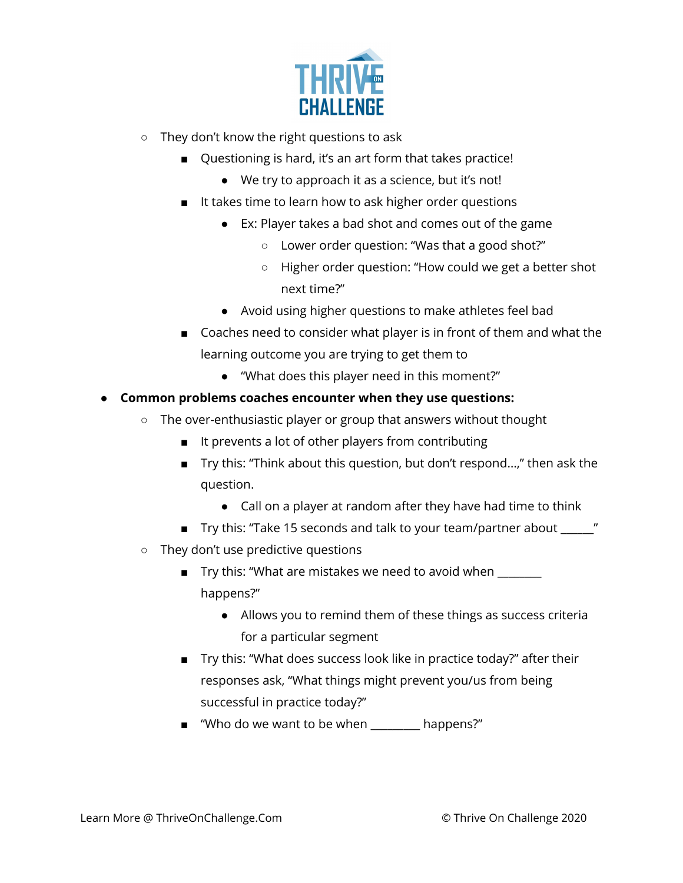- They don't know the right questions to ask
    - Questioning is hard, it's an art form that takes practice!
        - We try to approach it as a science, but it's not!
    - It takes time to learn how to ask higher order questions
        - Ex: Player takes a bad shot and comes out of the game
            - Lower order question: "Was that a good shot?"
            - Higher order question: "How could we get a better shot next time?"
        - Avoid using higher questions to make athletes feel bad
    - Coaches need to consider what player is in front of them and what the learning outcome you are trying to get them to
        - "What does this player need in this moment?"

- **Common problems coaches encounter when they use questions:**
    - The over-enthusiastic player or group that answers without thought
        - It prevents a lot of other players from contributing
        - Try this: "Think about this question, but don't respond…," then ask the question.
            - Call on a player at random after they have had time to think
        - Try this: "Take 15 seconds and talk to your team/partner about ______"
    - They don't use predictive questions
        - Try this: "What are mistakes we need to avoid when ________ happens?"
            - Allows you to remind them of these things as success criteria for a particular segment
        - Try this: "What does success look like in practice today?" after their responses ask, "What things might prevent you/us from being successful in practice today?"
        - "Who do we want to be when ________ happens?"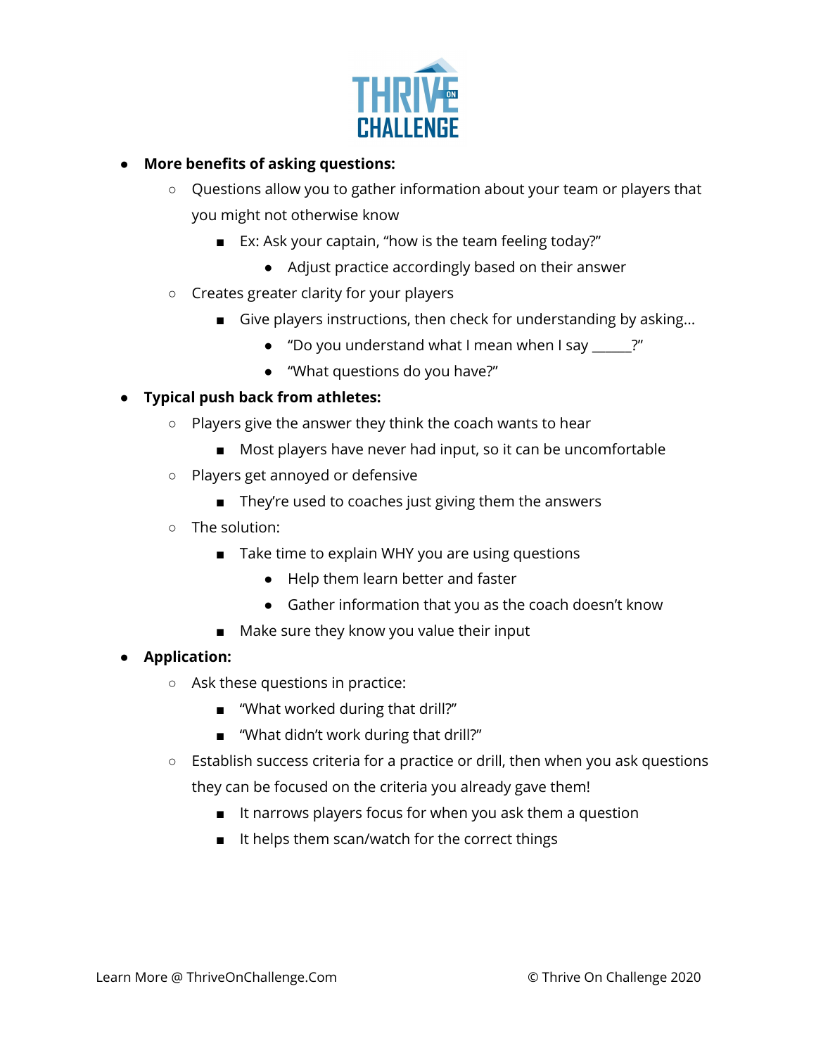- **More benefits of asking questions:**
  - Questions allow you to gather information about your team or players that you might not otherwise know
    - Ex: Ask your captain, "how is the team feeling today?"
      - Adjust practice accordingly based on their answer
  - Creates greater clarity for your players
    - Give players instructions, then check for understanding by asking...
      - "Do you understand what I mean when I say ______?"
      - "What questions do you have?"
- **Typical push back from athletes:**
  - Players give the answer they think the coach wants to hear
    - Most players have never had input, so it can be uncomfortable
  - Players get annoyed or defensive
    - They're used to coaches just giving them the answers
  - The solution:
    - Take time to explain WHY you are using questions
      - Help them learn better and faster
      - Gather information that you as the coach doesn't know
    - Make sure they know you value their input
- **Application:**
  - Ask these questions in practice:
    - "What worked during that drill?"
    - "What didn't work during that drill?"
  - Establish success criteria for a practice or drill, then when you ask questions they can be focused on the criteria you already gave them!
    - It narrows players focus for when you ask them a question
    - It helps them scan/watch for the correct things